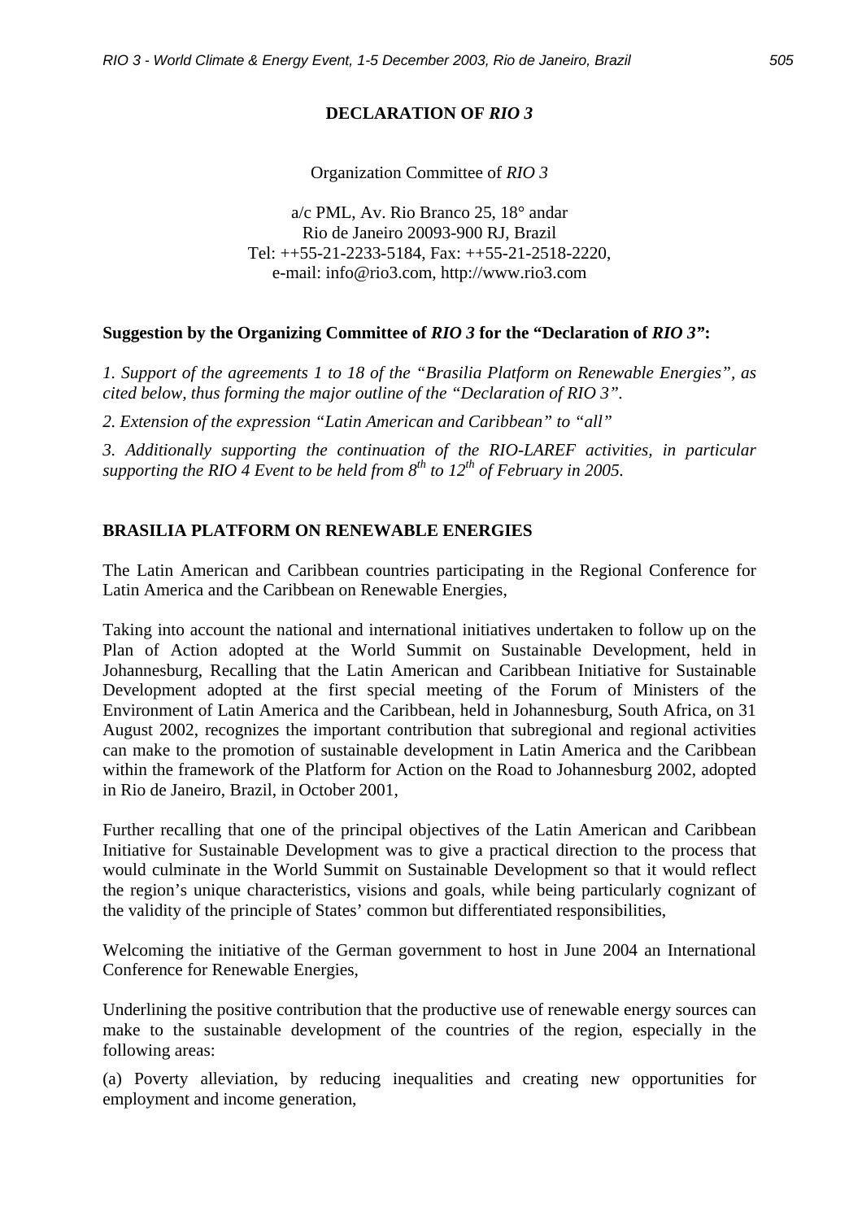# DECLARATION OF *RIO 3*

Organization Committee of *RIO 3*

a/c PML, Av. Rio Branco 25, 18° andar
Rio de Janeiro 20093-900 RJ, Brazil
Tel: ++55-21-2233-5184, Fax: ++55-21-2518-2220,
e-mail: info@rio3.com, http://www.rio3.com

**Suggestion by the Organizing Committee of *RIO 3* for the "Declaration of *RIO 3*":**

*1. Support of the agreements 1 to 18 of the "Brasilia Platform on Renewable Energies", as cited below, thus forming the major outline of the "Declaration of RIO 3".*

*2. Extension of the expression "Latin American and Caribbean" to "all"*

*3. Additionally supporting the continuation of the RIO-LAREF activities, in particular supporting the RIO 4 Event to be held from 8th to 12th of February in 2005.*

## BRASILIA PLATFORM ON RENEWABLE ENERGIES

The Latin American and Caribbean countries participating in the Regional Conference for Latin America and the Caribbean on Renewable Energies,

Taking into account the national and international initiatives undertaken to follow up on the Plan of Action adopted at the World Summit on Sustainable Development, held in Johannesburg, Recalling that the Latin American and Caribbean Initiative for Sustainable Development adopted at the first special meeting of the Forum of Ministers of the Environment of Latin America and the Caribbean, held in Johannesburg, South Africa, on 31 August 2002, recognizes the important contribution that subregional and regional activities can make to the promotion of sustainable development in Latin America and the Caribbean within the framework of the Platform for Action on the Road to Johannesburg 2002, adopted in Rio de Janeiro, Brazil, in October 2001,

Further recalling that one of the principal objectives of the Latin American and Caribbean Initiative for Sustainable Development was to give a practical direction to the process that would culminate in the World Summit on Sustainable Development so that it would reflect the region's unique characteristics, visions and goals, while being particularly cognizant of the validity of the principle of States' common but differentiated responsibilities,

Welcoming the initiative of the German government to host in June 2004 an International Conference for Renewable Energies,

Underlining the positive contribution that the productive use of renewable energy sources can make to the sustainable development of the countries of the region, especially in the following areas:

(a) Poverty alleviation, by reducing inequalities and creating new opportunities for employment and income generation,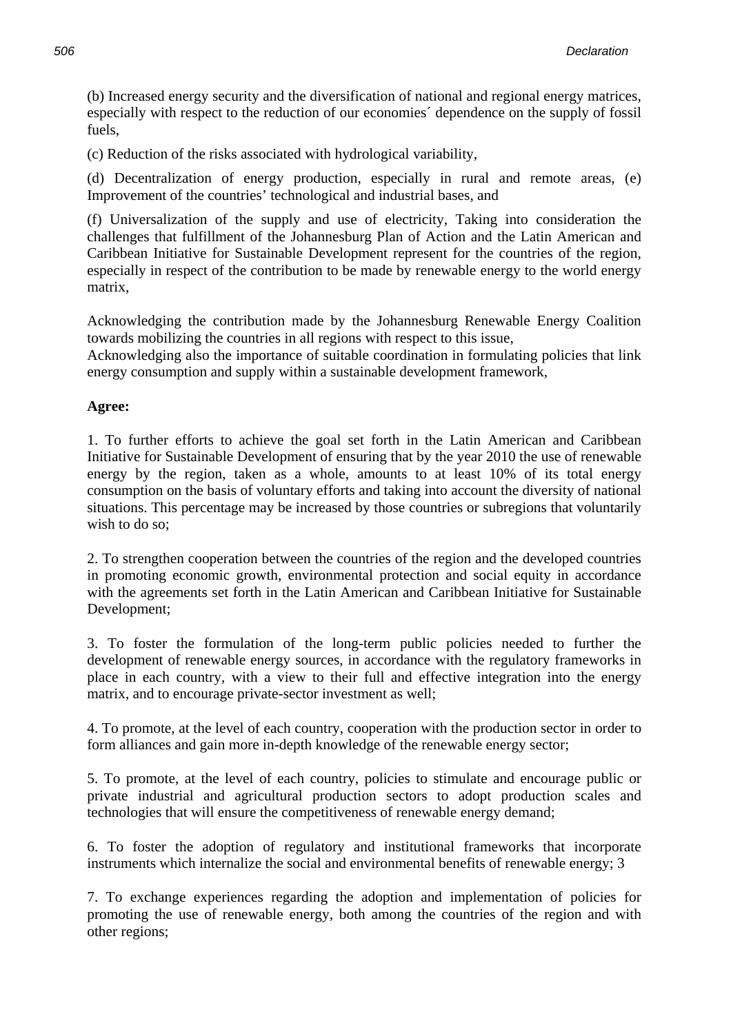(b) Increased energy security and the diversification of national and regional energy matrices, especially with respect to the reduction of our economies´ dependence on the supply of fossil fuels,

(c) Reduction of the risks associated with hydrological variability,

(d) Decentralization of energy production, especially in rural and remote areas, (e) Improvement of the countries' technological and industrial bases, and

(f) Universalization of the supply and use of electricity, Taking into consideration the challenges that fulfillment of the Johannesburg Plan of Action and the Latin American and Caribbean Initiative for Sustainable Development represent for the countries of the region, especially in respect of the contribution to be made by renewable energy to the world energy matrix,

Acknowledging the contribution made by the Johannesburg Renewable Energy Coalition towards mobilizing the countries in all regions with respect to this issue,
Acknowledging also the importance of suitable coordination in formulating policies that link energy consumption and supply within a sustainable development framework,

**Agree:**

1. To further efforts to achieve the goal set forth in the Latin American and Caribbean Initiative for Sustainable Development of ensuring that by the year 2010 the use of renewable energy by the region, taken as a whole, amounts to at least 10% of its total energy consumption on the basis of voluntary efforts and taking into account the diversity of national situations. This percentage may be increased by those countries or subregions that voluntarily wish to do so;

2. To strengthen cooperation between the countries of the region and the developed countries in promoting economic growth, environmental protection and social equity in accordance with the agreements set forth in the Latin American and Caribbean Initiative for Sustainable Development;

3. To foster the formulation of the long-term public policies needed to further the development of renewable energy sources, in accordance with the regulatory frameworks in place in each country, with a view to their full and effective integration into the energy matrix, and to encourage private-sector investment as well;

4. To promote, at the level of each country, cooperation with the production sector in order to form alliances and gain more in-depth knowledge of the renewable energy sector;

5. To promote, at the level of each country, policies to stimulate and encourage public or private industrial and agricultural production sectors to adopt production scales and technologies that will ensure the competitiveness of renewable energy demand;

6. To foster the adoption of regulatory and institutional frameworks that incorporate instruments which internalize the social and environmental benefits of renewable energy; 3

7. To exchange experiences regarding the adoption and implementation of policies for promoting the use of renewable energy, both among the countries of the region and with other regions;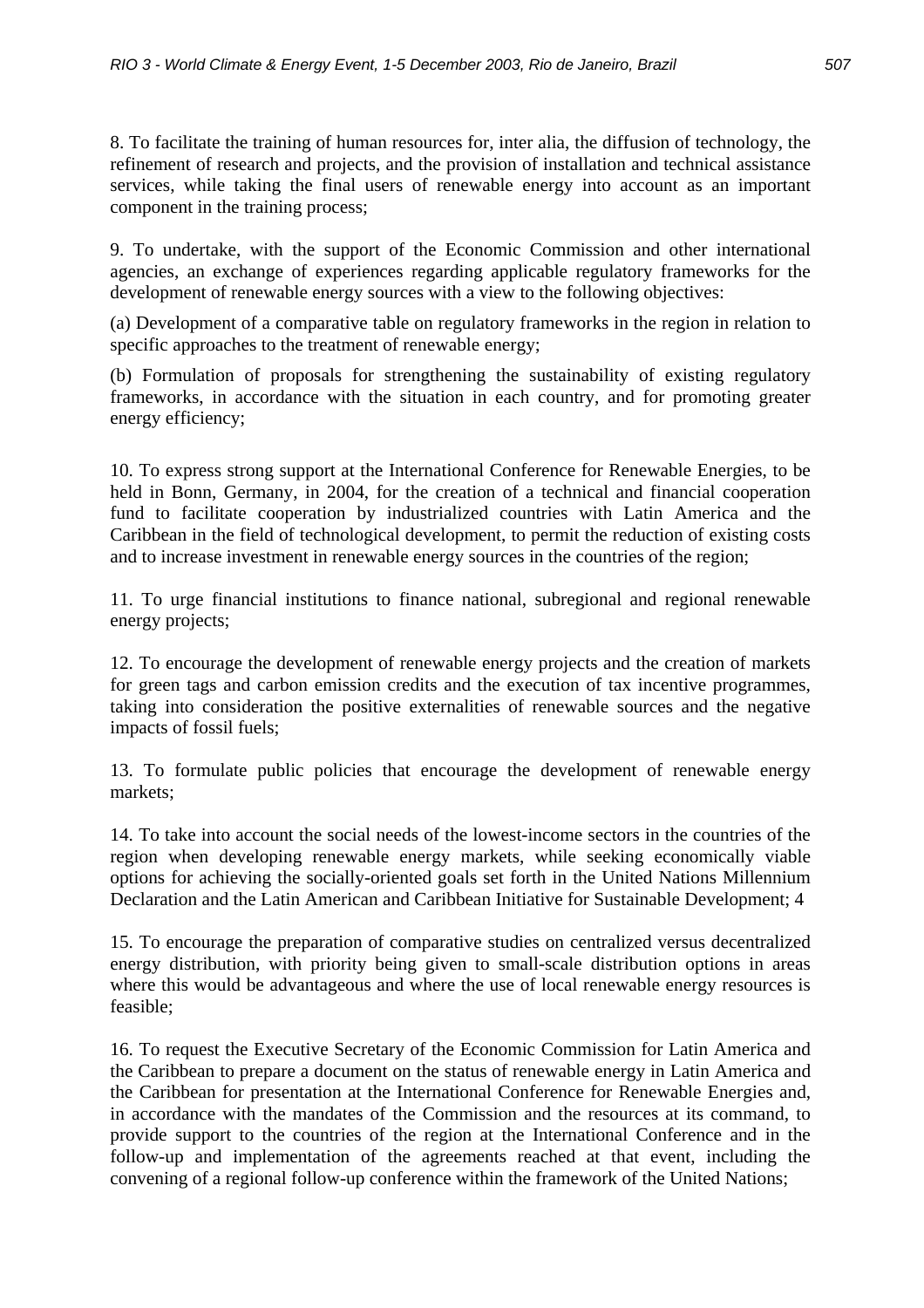8. To facilitate the training of human resources for, inter alia, the diffusion of technology, the refinement of research and projects, and the provision of installation and technical assistance services, while taking the final users of renewable energy into account as an important component in the training process;

9. To undertake, with the support of the Economic Commission and other international agencies, an exchange of experiences regarding applicable regulatory frameworks for the development of renewable energy sources with a view to the following objectives:

(a) Development of a comparative table on regulatory frameworks in the region in relation to specific approaches to the treatment of renewable energy;

(b) Formulation of proposals for strengthening the sustainability of existing regulatory frameworks, in accordance with the situation in each country, and for promoting greater energy efficiency;

10. To express strong support at the International Conference for Renewable Energies, to be held in Bonn, Germany, in 2004, for the creation of a technical and financial cooperation fund to facilitate cooperation by industrialized countries with Latin America and the Caribbean in the field of technological development, to permit the reduction of existing costs and to increase investment in renewable energy sources in the countries of the region;

11. To urge financial institutions to finance national, subregional and regional renewable energy projects;

12. To encourage the development of renewable energy projects and the creation of markets for green tags and carbon emission credits and the execution of tax incentive programmes, taking into consideration the positive externalities of renewable sources and the negative impacts of fossil fuels;

13. To formulate public policies that encourage the development of renewable energy markets;

14. To take into account the social needs of the lowest-income sectors in the countries of the region when developing renewable energy markets, while seeking economically viable options for achieving the socially-oriented goals set forth in the United Nations Millennium Declaration and the Latin American and Caribbean Initiative for Sustainable Development; 4

15. To encourage the preparation of comparative studies on centralized versus decentralized energy distribution, with priority being given to small-scale distribution options in areas where this would be advantageous and where the use of local renewable energy resources is feasible;

16. To request the Executive Secretary of the Economic Commission for Latin America and the Caribbean to prepare a document on the status of renewable energy in Latin America and the Caribbean for presentation at the International Conference for Renewable Energies and, in accordance with the mandates of the Commission and the resources at its command, to provide support to the countries of the region at the International Conference and in the follow-up and implementation of the agreements reached at that event, including the convening of a regional follow-up conference within the framework of the United Nations;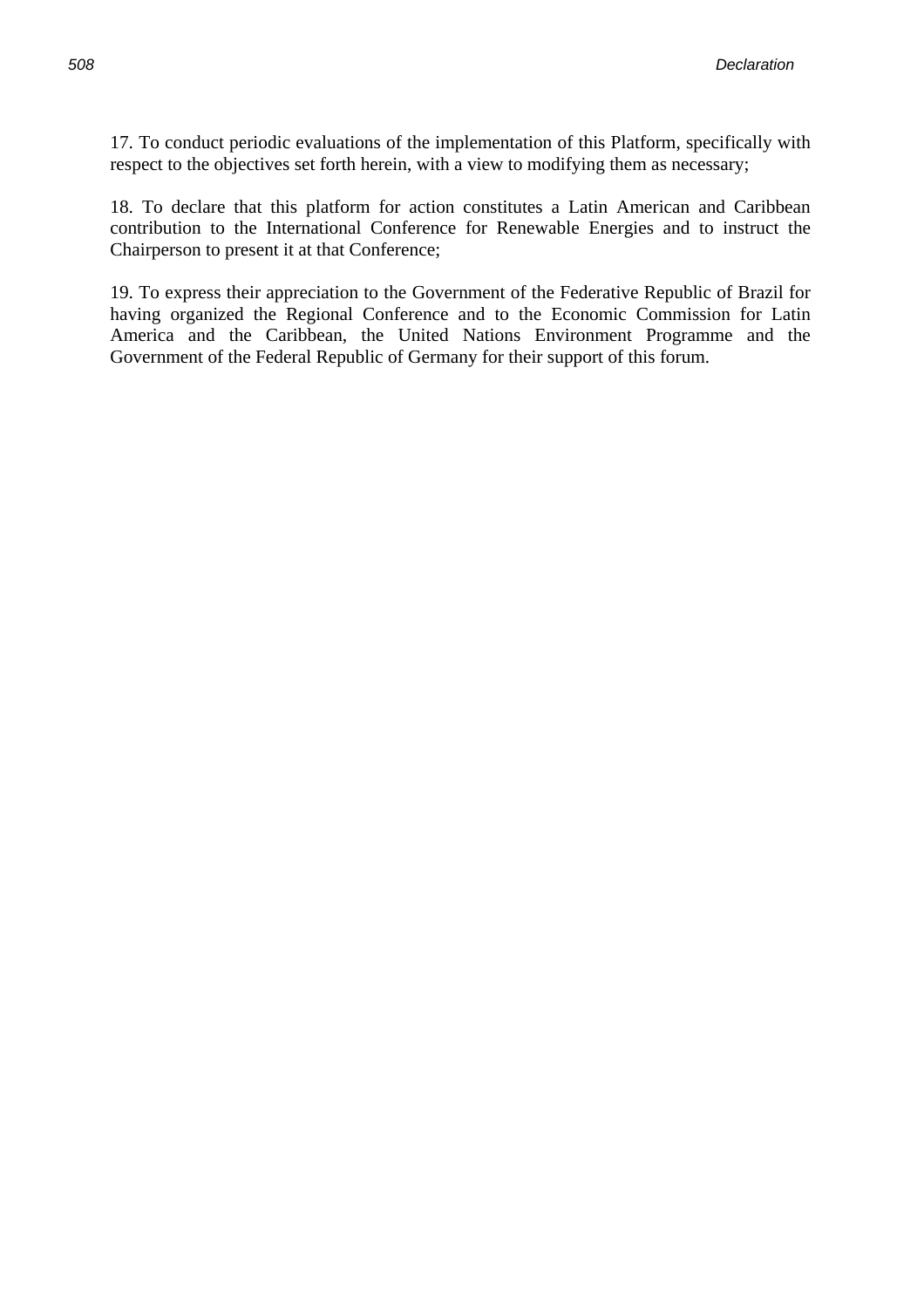17. To conduct periodic evaluations of the implementation of this Platform, specifically with respect to the objectives set forth herein, with a view to modifying them as necessary;

18. To declare that this platform for action constitutes a Latin American and Caribbean contribution to the International Conference for Renewable Energies and to instruct the Chairperson to present it at that Conference;

19. To express their appreciation to the Government of the Federative Republic of Brazil for having organized the Regional Conference and to the Economic Commission for Latin America and the Caribbean, the United Nations Environment Programme and the Government of the Federal Republic of Germany for their support of this forum.